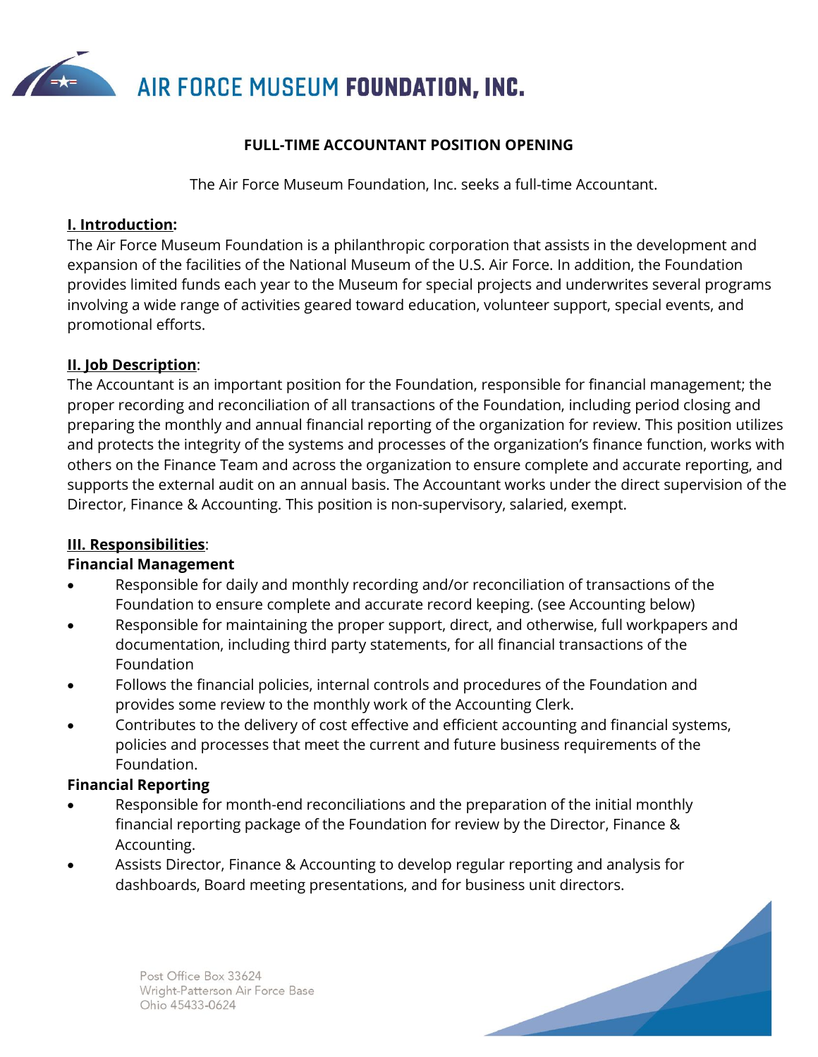# AIR FORCE MUSEUM FOUNDATION, INC.

## FULL-TIME ACCOUNTANT POSITION OPENING

The Air Force Museum Foundation, Inc. seeks a full-time Accountant.

### I. Introduction:

The Air Force Museum Foundation is a philanthropic corporation that assists in the development and expansion of the facilities of the National Museum of the U.S. Air Force. In addition, the Foundation provides limited funds each year to the Museum for special projects and underwrites several programs involving a wide range of activities geared toward education, volunteer support, special events, and promotional efforts.

### II. Job Description:

The Accountant is an important position for the Foundation, responsible for financial management; the proper recording and reconciliation of all transactions of the Foundation, including period closing and preparing the monthly and annual financial reporting of the organization for review. This position utilizes and protects the integrity of the systems and processes of the organization's finance function, works with others on the Finance Team and across the organization to ensure complete and accurate reporting, and supports the external audit on an annual basis. The Accountant works under the direct supervision of the Director, Finance & Accounting. This position is non-supervisory, salaried, exempt.

### III. Responsibilities:

**Financial Management**

- Responsible for daily and monthly recording and/or reconciliation of transactions of the Foundation to ensure complete and accurate record keeping. (see Accounting below)
- Responsible for maintaining the proper support, direct, and otherwise, full workpapers and documentation, including third party statements, for all financial transactions of the Foundation
- Follows the financial policies, internal controls and procedures of the Foundation and provides some review to the monthly work of the Accounting Clerk.
- Contributes to the delivery of cost effective and efficient accounting and financial systems, policies and processes that meet the current and future business requirements of the Foundation.

**Financial Reporting**

- Responsible for month-end reconciliations and the preparation of the initial monthly financial reporting package of the Foundation for review by the Director, Finance & Accounting.
- Assists Director, Finance & Accounting to develop regular reporting and analysis for dashboards, Board meeting presentations, and for business unit directors.

Post Office Box 33624
Wright-Patterson Air Force Base
Ohio 45433-0624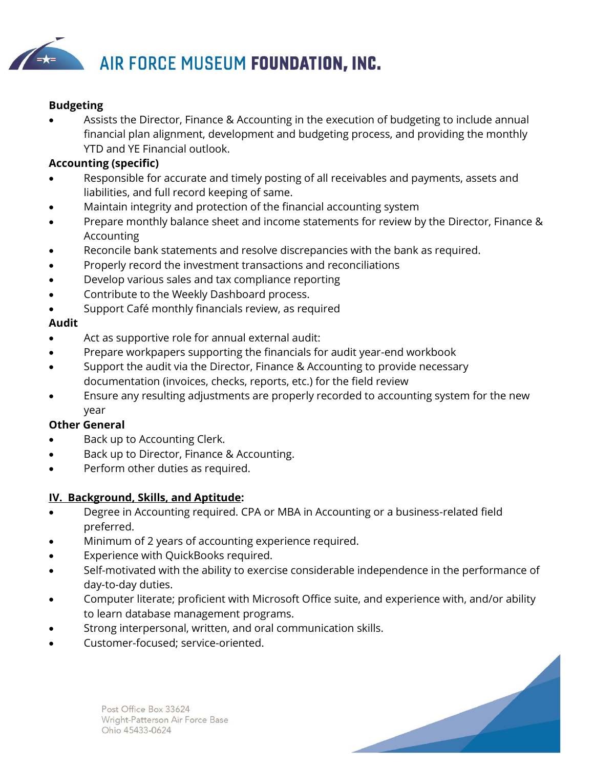**Budgeting**

- Assists the Director, Finance & Accounting in the execution of budgeting to include annual financial plan alignment, development and budgeting process, and providing the monthly YTD and YE Financial outlook.

**Accounting (specific)**

- Responsible for accurate and timely posting of all receivables and payments, assets and liabilities, and full record keeping of same.
- Maintain integrity and protection of the financial accounting system
- Prepare monthly balance sheet and income statements for review by the Director, Finance & Accounting
- Reconcile bank statements and resolve discrepancies with the bank as required.
- Properly record the investment transactions and reconciliations
- Develop various sales and tax compliance reporting
- Contribute to the Weekly Dashboard process.
- Support Café monthly financials review, as required

**Audit**

- Act as supportive role for annual external audit:
- Prepare workpapers supporting the financials for audit year-end workbook
- Support the audit via the Director, Finance & Accounting to provide necessary documentation (invoices, checks, reports, etc.) for the field review
- Ensure any resulting adjustments are properly recorded to accounting system for the new year

**Other General**

- Back up to Accounting Clerk.
- Back up to Director, Finance & Accounting.
- Perform other duties as required.

## IV. Background, Skills, and Aptitude:

- Degree in Accounting required. CPA or MBA in Accounting or a business-related field preferred.
- Minimum of 2 years of accounting experience required.
- Experience with QuickBooks required.
- Self-motivated with the ability to exercise considerable independence in the performance of day-to-day duties.
- Computer literate; proficient with Microsoft Office suite, and experience with, and/or ability to learn database management programs.
- Strong interpersonal, written, and oral communication skills.
- Customer-focused; service-oriented.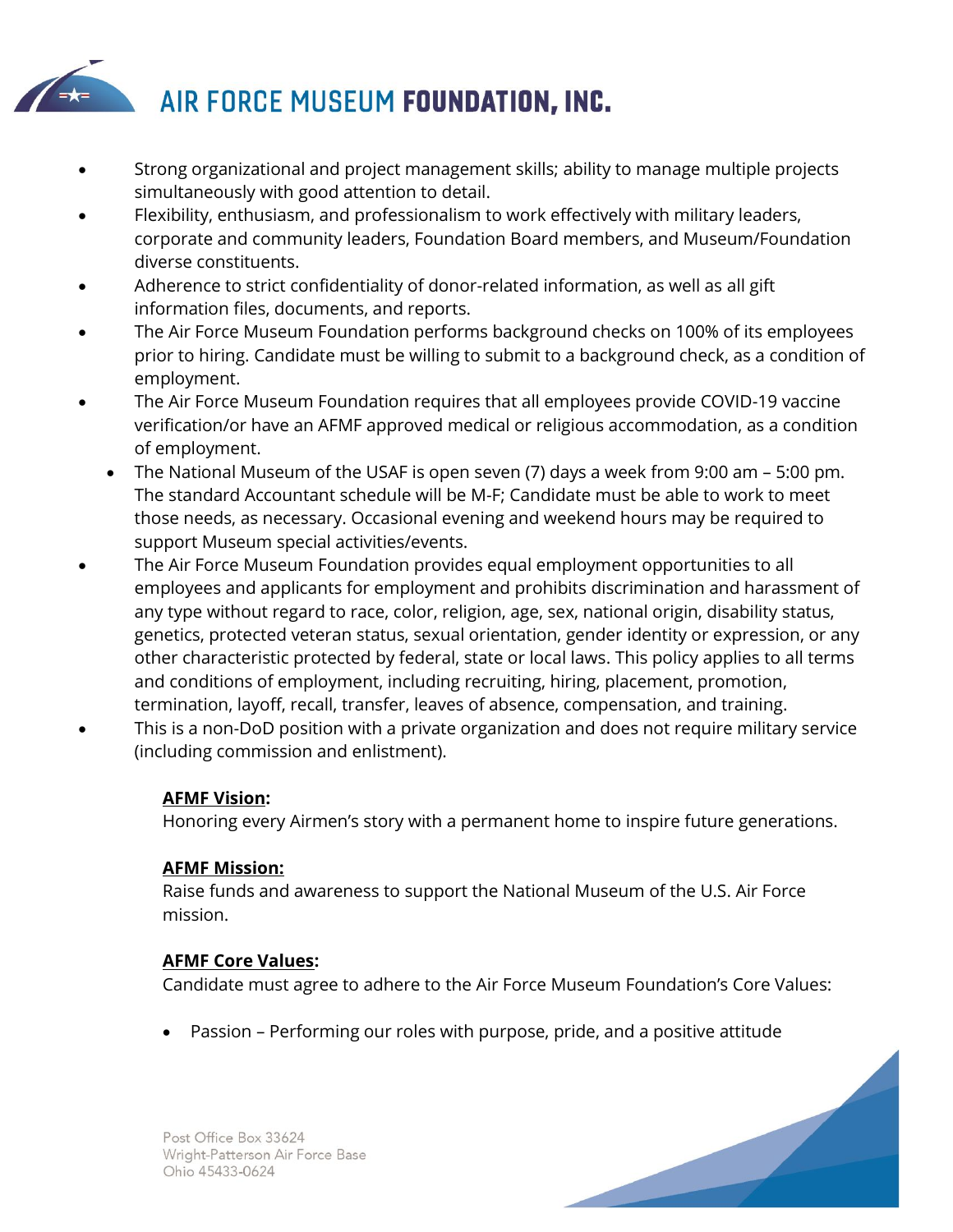- Strong organizational and project management skills; ability to manage multiple projects simultaneously with good attention to detail.
- Flexibility, enthusiasm, and professionalism to work effectively with military leaders, corporate and community leaders, Foundation Board members, and Museum/Foundation diverse constituents.
- Adherence to strict confidentiality of donor-related information, as well as all gift information files, documents, and reports.
- The Air Force Museum Foundation performs background checks on 100% of its employees prior to hiring. Candidate must be willing to submit to a background check, as a condition of employment.
- The Air Force Museum Foundation requires that all employees provide COVID-19 vaccine verification/or have an AFMF approved medical or religious accommodation, as a condition of employment.
  - The National Museum of the USAF is open seven (7) days a week from 9:00 am – 5:00 pm. The standard Accountant schedule will be M-F; Candidate must be able to work to meet those needs, as necessary. Occasional evening and weekend hours may be required to support Museum special activities/events.
- The Air Force Museum Foundation provides equal employment opportunities to all employees and applicants for employment and prohibits discrimination and harassment of any type without regard to race, color, religion, age, sex, national origin, disability status, genetics, protected veteran status, sexual orientation, gender identity or expression, or any other characteristic protected by federal, state or local laws. This policy applies to all terms and conditions of employment, including recruiting, hiring, placement, promotion, termination, layoff, recall, transfer, leaves of absence, compensation, and training.
- This is a non-DoD position with a private organization and does not require military service (including commission and enlistment).

**AFMF Vision:**
Honoring every Airmen's story with a permanent home to inspire future generations.

**AFMF Mission:**
Raise funds and awareness to support the National Museum of the U.S. Air Force mission.

**AFMF Core Values:**
Candidate must agree to adhere to the Air Force Museum Foundation's Core Values:

- Passion – Performing our roles with purpose, pride, and a positive attitude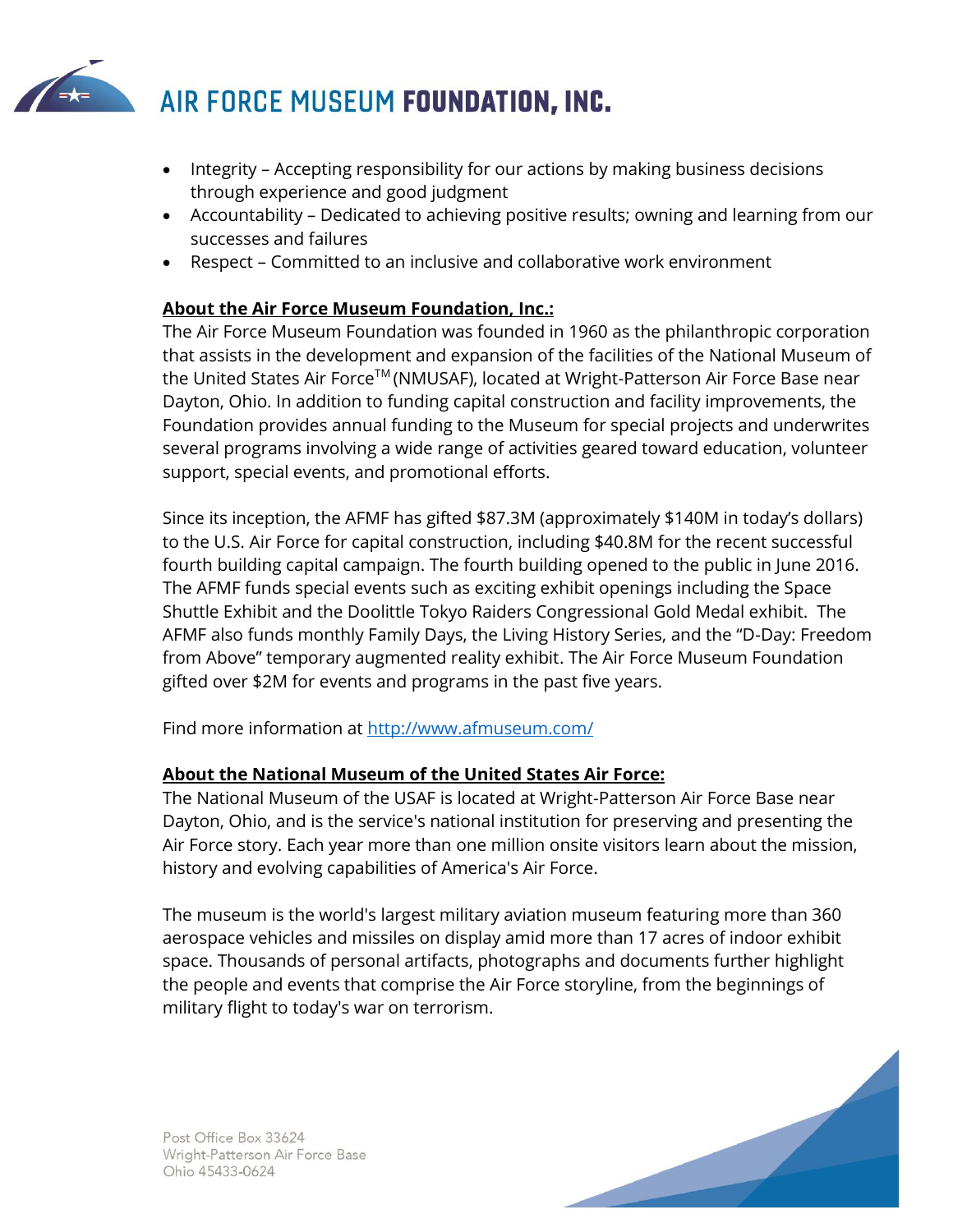- Integrity – Accepting responsibility for our actions by making business decisions through experience and good judgment
- Accountability – Dedicated to achieving positive results; owning and learning from our successes and failures
- Respect – Committed to an inclusive and collaborative work environment

**About the Air Force Museum Foundation, Inc.:**

The Air Force Museum Foundation was founded in 1960 as the philanthropic corporation that assists in the development and expansion of the facilities of the National Museum of the United States Air Force™ (NMUSAF), located at Wright-Patterson Air Force Base near Dayton, Ohio. In addition to funding capital construction and facility improvements, the Foundation provides annual funding to the Museum for special projects and underwrites several programs involving a wide range of activities geared toward education, volunteer support, special events, and promotional efforts.

Since its inception, the AFMF has gifted $87.3M (approximately $140M in today's dollars) to the U.S. Air Force for capital construction, including $40.8M for the recent successful fourth building capital campaign. The fourth building opened to the public in June 2016. The AFMF funds special events such as exciting exhibit openings including the Space Shuttle Exhibit and the Doolittle Tokyo Raiders Congressional Gold Medal exhibit. The AFMF also funds monthly Family Days, the Living History Series, and the "D-Day: Freedom from Above" temporary augmented reality exhibit. The Air Force Museum Foundation gifted over $2M for events and programs in the past five years.

Find more information at [http://www.afmuseum.com/](http://www.afmuseum.com/)

**About the National Museum of the United States Air Force:**

The National Museum of the USAF is located at Wright-Patterson Air Force Base near Dayton, Ohio, and is the service's national institution for preserving and presenting the Air Force story. Each year more than one million onsite visitors learn about the mission, history and evolving capabilities of America's Air Force.

The museum is the world's largest military aviation museum featuring more than 360 aerospace vehicles and missiles on display amid more than 17 acres of indoor exhibit space. Thousands of personal artifacts, photographs and documents further highlight the people and events that comprise the Air Force storyline, from the beginnings of military flight to today's war on terrorism.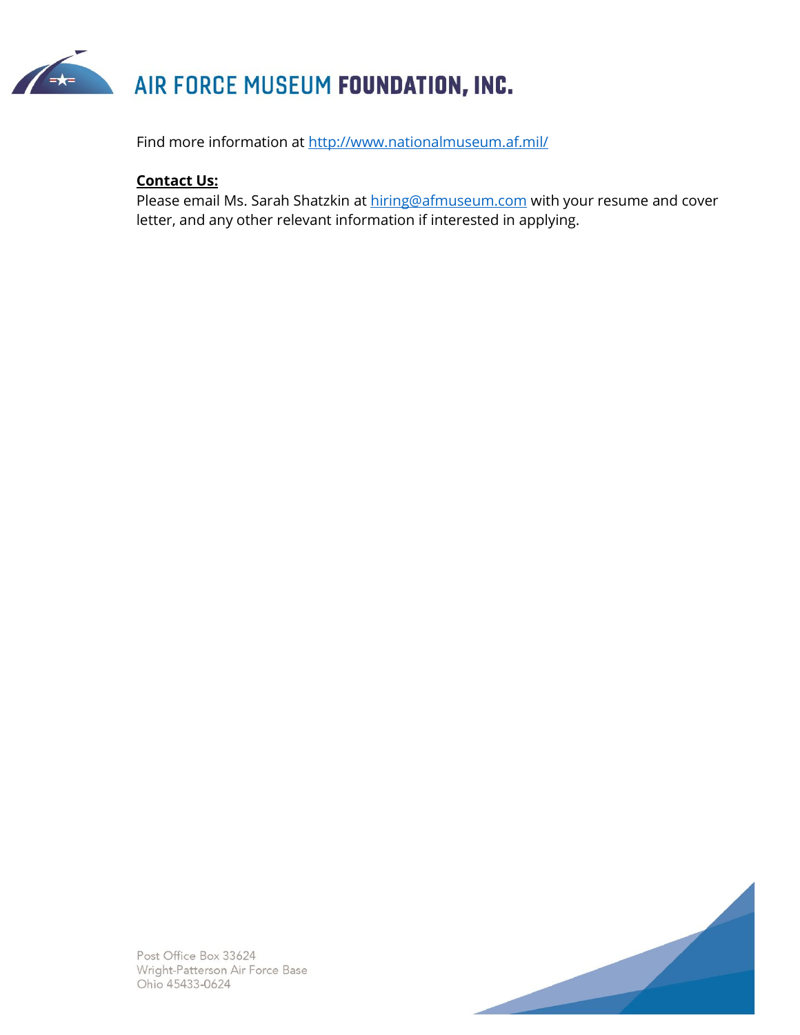Find more information at http://www.nationalmuseum.af.mil/

**Contact Us:**

Please email Ms. Sarah Shatzkin at hiring@afmuseum.com with your resume and cover letter, and any other relevant information if interested in applying.